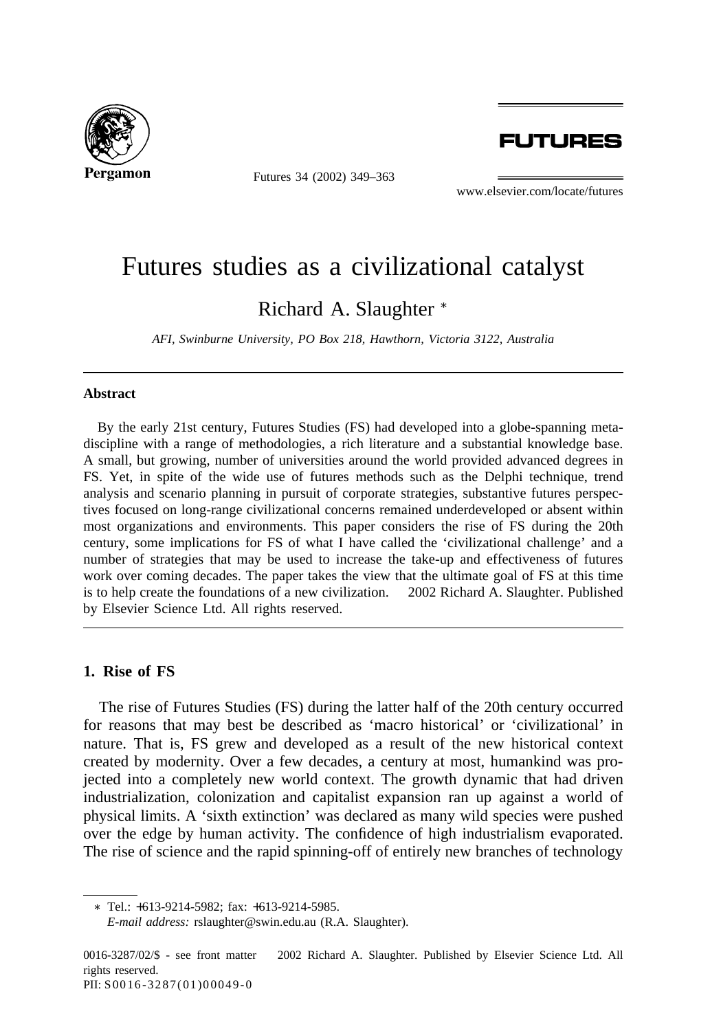# Futures studies as a civilizational catalyst

Richard A. Slaughter *

*AFI, Swinburne University, PO Box 218, Hawthorn, Victoria 3122, Australia*

## Abstract

By the early 21st century, Futures Studies (FS) had developed into a globe-spanning meta-discipline with a range of methodologies, a rich literature and a substantial knowledge base. A small, but growing, number of universities around the world provided advanced degrees in FS. Yet, in spite of the wide use of futures methods such as the Delphi technique, trend analysis and scenario planning in pursuit of corporate strategies, substantive futures perspectives focused on long-range civilizational concerns remained underdeveloped or absent within most organizations and environments. This paper considers the rise of FS during the 20th century, some implications for FS of what I have called the 'civilizational challenge' and a number of strategies that may be used to increase the take-up and effectiveness of futures work over coming decades. The paper takes the view that the ultimate goal of FS at this time is to help create the foundations of a new civilization. © 2002 Richard A. Slaughter. Published by Elsevier Science Ltd. All rights reserved.

## 1. Rise of FS

The rise of Futures Studies (FS) during the latter half of the 20th century occurred for reasons that may best be described as 'macro historical' or 'civilizational' in nature. That is, FS grew and developed as a result of the new historical context created by modernity. Over a few decades, a century at most, humankind was projected into a completely new world context. The growth dynamic that had driven industrialization, colonization and capitalist expansion ran up against a world of physical limits. A 'sixth extinction' was declared as many wild species were pushed over the edge by human activity. The confidence of high industrialism evaporated. The rise of science and the rapid spinning-off of entirely new branches of technology

* Tel.: +613-9214-5982; fax: +613-9214-5985.
*E-mail address:* rslaughter@swin.edu.au (R.A. Slaughter).

0016-3287/02/$ - see front matter © 2002 Richard A. Slaughter. Published by Elsevier Science Ltd. All rights reserved.
PII: S0016-3287(01)00049-0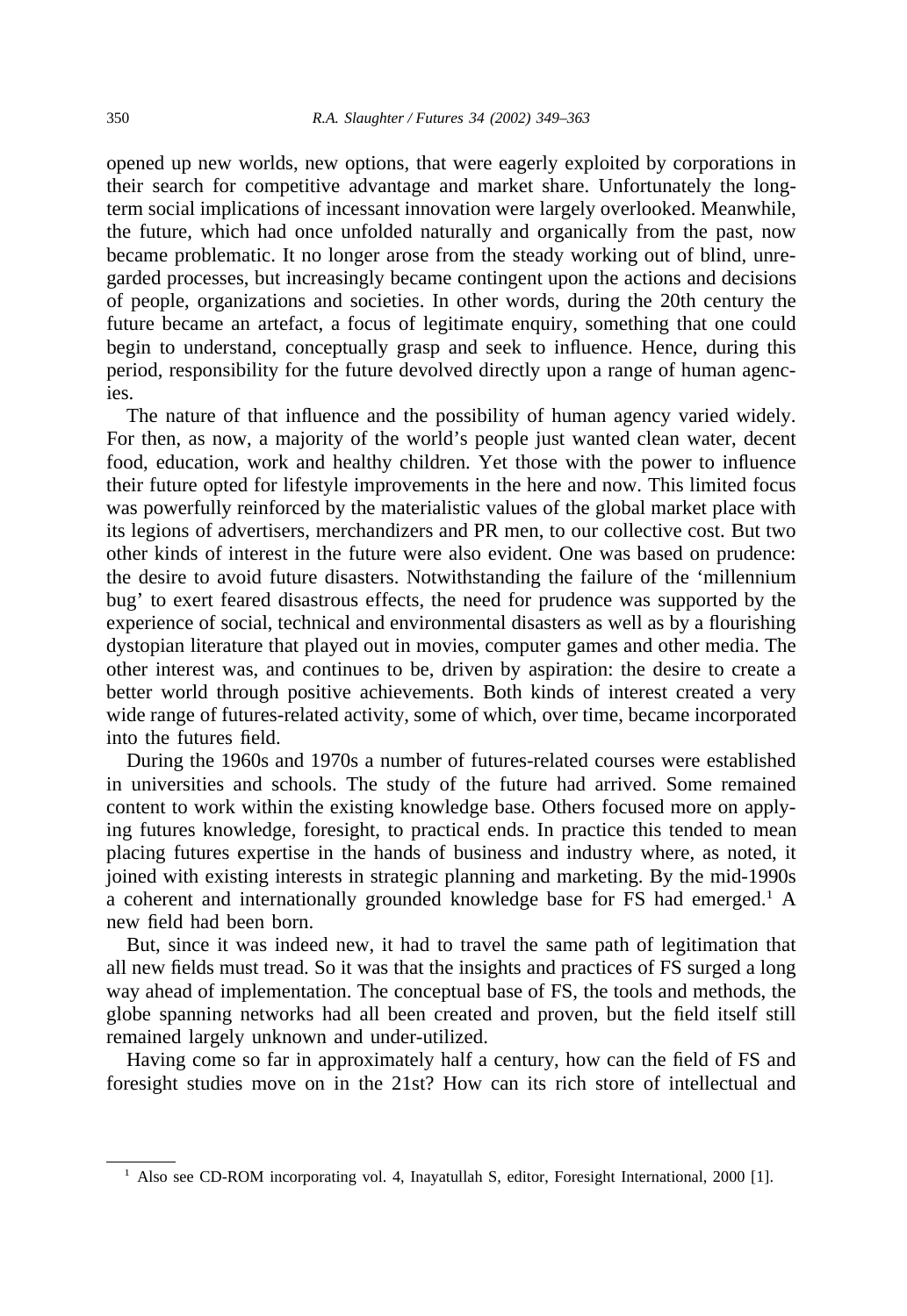opened up new worlds, new options, that were eagerly exploited by corporations in their search for competitive advantage and market share. Unfortunately the long-term social implications of incessant innovation were largely overlooked. Meanwhile, the future, which had once unfolded naturally and organically from the past, now became problematic. It no longer arose from the steady working out of blind, unregarded processes, but increasingly became contingent upon the actions and decisions of people, organizations and societies. In other words, during the 20th century the future became an artefact, a focus of legitimate enquiry, something that one could begin to understand, conceptually grasp and seek to influence. Hence, during this period, responsibility for the future devolved directly upon a range of human agencies.

The nature of that influence and the possibility of human agency varied widely. For then, as now, a majority of the world's people just wanted clean water, decent food, education, work and healthy children. Yet those with the power to influence their future opted for lifestyle improvements in the here and now. This limited focus was powerfully reinforced by the materialistic values of the global market place with its legions of advertisers, merchandizers and PR men, to our collective cost. But two other kinds of interest in the future were also evident. One was based on prudence: the desire to avoid future disasters. Notwithstanding the failure of the 'millennium bug' to exert feared disastrous effects, the need for prudence was supported by the experience of social, technical and environmental disasters as well as by a flourishing dystopian literature that played out in movies, computer games and other media. The other interest was, and continues to be, driven by aspiration: the desire to create a better world through positive achievements. Both kinds of interest created a very wide range of futures-related activity, some of which, over time, became incorporated into the futures field.

During the 1960s and 1970s a number of futures-related courses were established in universities and schools. The study of the future had arrived. Some remained content to work within the existing knowledge base. Others focused more on applying futures knowledge, foresight, to practical ends. In practice this tended to mean placing futures expertise in the hands of business and industry where, as noted, it joined with existing interests in strategic planning and marketing. By the mid-1990s a coherent and internationally grounded knowledge base for FS had emerged.[1] A new field had been born.

But, since it was indeed new, it had to travel the same path of legitimation that all new fields must tread. So it was that the insights and practices of FS surged a long way ahead of implementation. The conceptual base of FS, the tools and methods, the globe spanning networks had all been created and proven, but the field itself still remained largely unknown and under-utilized.

Having come so far in approximately half a century, how can the field of FS and foresight studies move on in the 21st? How can its rich store of intellectual and

[1] Also see CD-ROM incorporating vol. 4, Inayatullah S, editor, Foresight International, 2000 [1].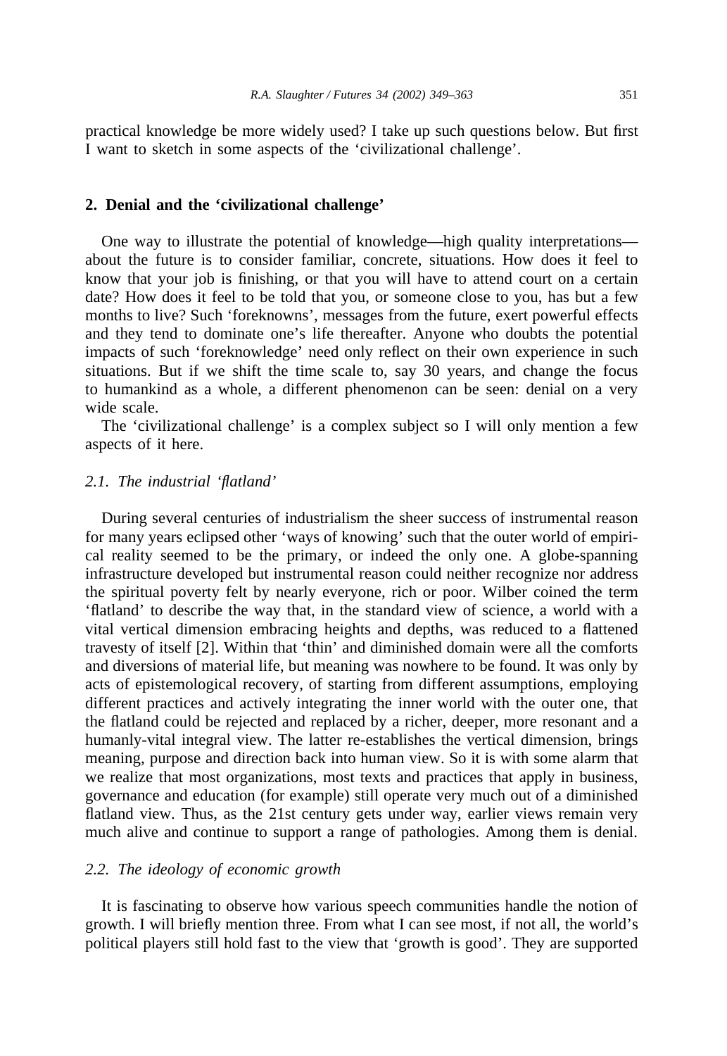practical knowledge be more widely used? I take up such questions below. But first I want to sketch in some aspects of the 'civilizational challenge'.

## 2. Denial and the 'civilizational challenge'

One way to illustrate the potential of knowledge—high quality interpretations—about the future is to consider familiar, concrete, situations. How does it feel to know that your job is finishing, or that you will have to attend court on a certain date? How does it feel to be told that you, or someone close to you, has but a few months to live? Such 'foreknowns', messages from the future, exert powerful effects and they tend to dominate one's life thereafter. Anyone who doubts the potential impacts of such 'foreknowledge' need only reflect on their own experience in such situations. But if we shift the time scale to, say 30 years, and change the focus to humankind as a whole, a different phenomenon can be seen: denial on a very wide scale.

The 'civilizational challenge' is a complex subject so I will only mention a few aspects of it here.

### *2.1. The industrial 'flatland'*

During several centuries of industrialism the sheer success of instrumental reason for many years eclipsed other 'ways of knowing' such that the outer world of empirical reality seemed to be the primary, or indeed the only one. A globe-spanning infrastructure developed but instrumental reason could neither recognize nor address the spiritual poverty felt by nearly everyone, rich or poor. Wilber coined the term 'flatland' to describe the way that, in the standard view of science, a world with a vital vertical dimension embracing heights and depths, was reduced to a flattened travesty of itself [2]. Within that 'thin' and diminished domain were all the comforts and diversions of material life, but meaning was nowhere to be found. It was only by acts of epistemological recovery, of starting from different assumptions, employing different practices and actively integrating the inner world with the outer one, that the flatland could be rejected and replaced by a richer, deeper, more resonant and a humanly-vital integral view. The latter re-establishes the vertical dimension, brings meaning, purpose and direction back into human view. So it is with some alarm that we realize that most organizations, most texts and practices that apply in business, governance and education (for example) still operate very much out of a diminished flatland view. Thus, as the 21st century gets under way, earlier views remain very much alive and continue to support a range of pathologies. Among them is denial.

### *2.2. The ideology of economic growth*

It is fascinating to observe how various speech communities handle the notion of growth. I will briefly mention three. From what I can see most, if not all, the world's political players still hold fast to the view that 'growth is good'. They are supported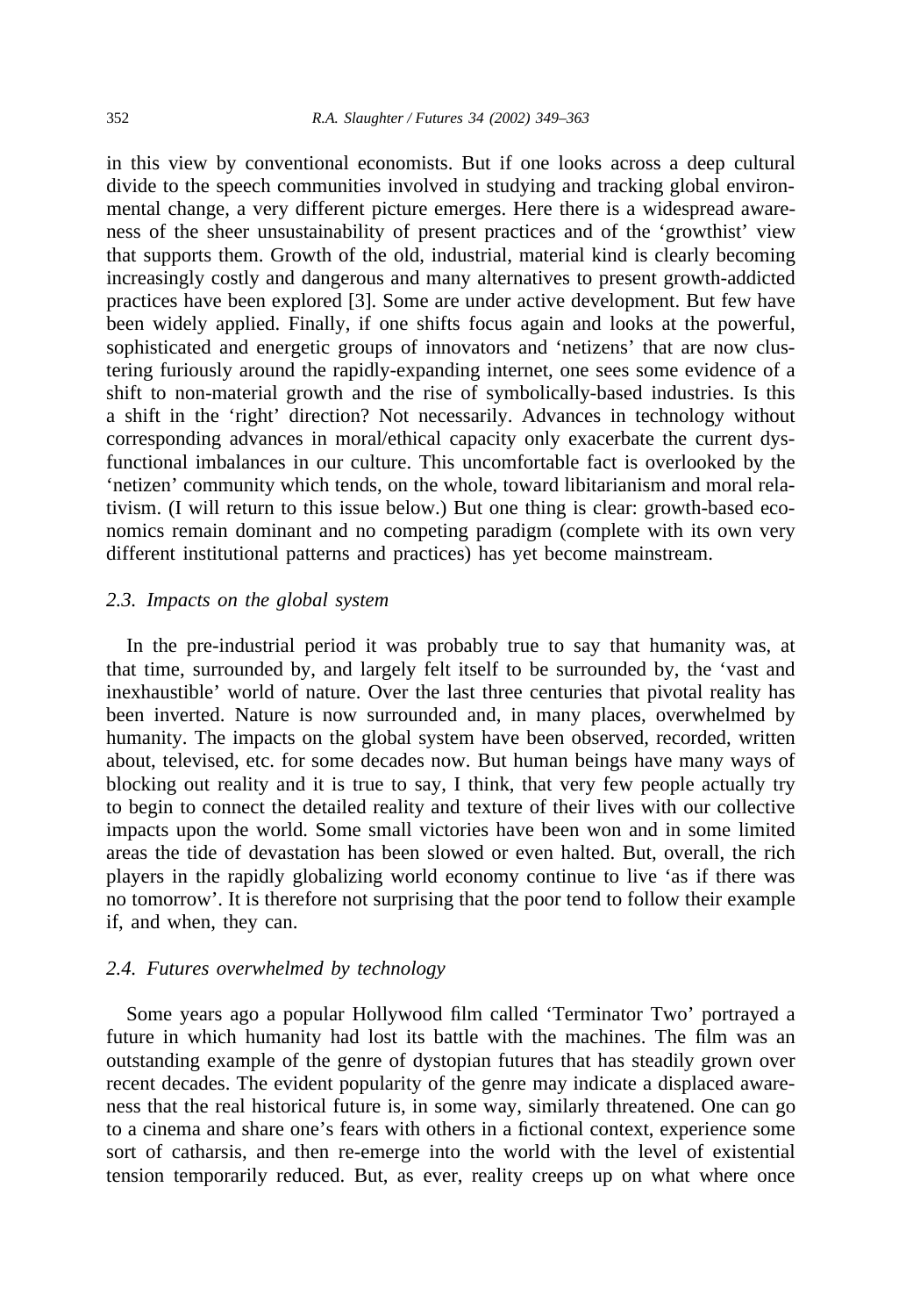in this view by conventional economists. But if one looks across a deep cultural divide to the speech communities involved in studying and tracking global environmental change, a very different picture emerges. Here there is a widespread awareness of the sheer unsustainability of present practices and of the 'growthist' view that supports them. Growth of the old, industrial, material kind is clearly becoming increasingly costly and dangerous and many alternatives to present growth-addicted practices have been explored [3]. Some are under active development. But few have been widely applied. Finally, if one shifts focus again and looks at the powerful, sophisticated and energetic groups of innovators and 'netizens' that are now clustering furiously around the rapidly-expanding internet, one sees some evidence of a shift to non-material growth and the rise of symbolically-based industries. Is this a shift in the 'right' direction? Not necessarily. Advances in technology without corresponding advances in moral/ethical capacity only exacerbate the current dysfunctional imbalances in our culture. This uncomfortable fact is overlooked by the 'netizen' community which tends, on the whole, toward libitarianism and moral relativism. (I will return to this issue below.) But one thing is clear: growth-based economics remain dominant and no competing paradigm (complete with its own very different institutional patterns and practices) has yet become mainstream.

### *2.3. Impacts on the global system*

In the pre-industrial period it was probably true to say that humanity was, at that time, surrounded by, and largely felt itself to be surrounded by, the 'vast and inexhaustible' world of nature. Over the last three centuries that pivotal reality has been inverted. Nature is now surrounded and, in many places, overwhelmed by humanity. The impacts on the global system have been observed, recorded, written about, televised, etc. for some decades now. But human beings have many ways of blocking out reality and it is true to say, I think, that very few people actually try to begin to connect the detailed reality and texture of their lives with our collective impacts upon the world. Some small victories have been won and in some limited areas the tide of devastation has been slowed or even halted. But, overall, the rich players in the rapidly globalizing world economy continue to live 'as if there was no tomorrow'. It is therefore not surprising that the poor tend to follow their example if, and when, they can.

### *2.4. Futures overwhelmed by technology*

Some years ago a popular Hollywood film called 'Terminator Two' portrayed a future in which humanity had lost its battle with the machines. The film was an outstanding example of the genre of dystopian futures that has steadily grown over recent decades. The evident popularity of the genre may indicate a displaced awareness that the real historical future is, in some way, similarly threatened. One can go to a cinema and share one's fears with others in a fictional context, experience some sort of catharsis, and then re-emerge into the world with the level of existential tension temporarily reduced. But, as ever, reality creeps up on what where once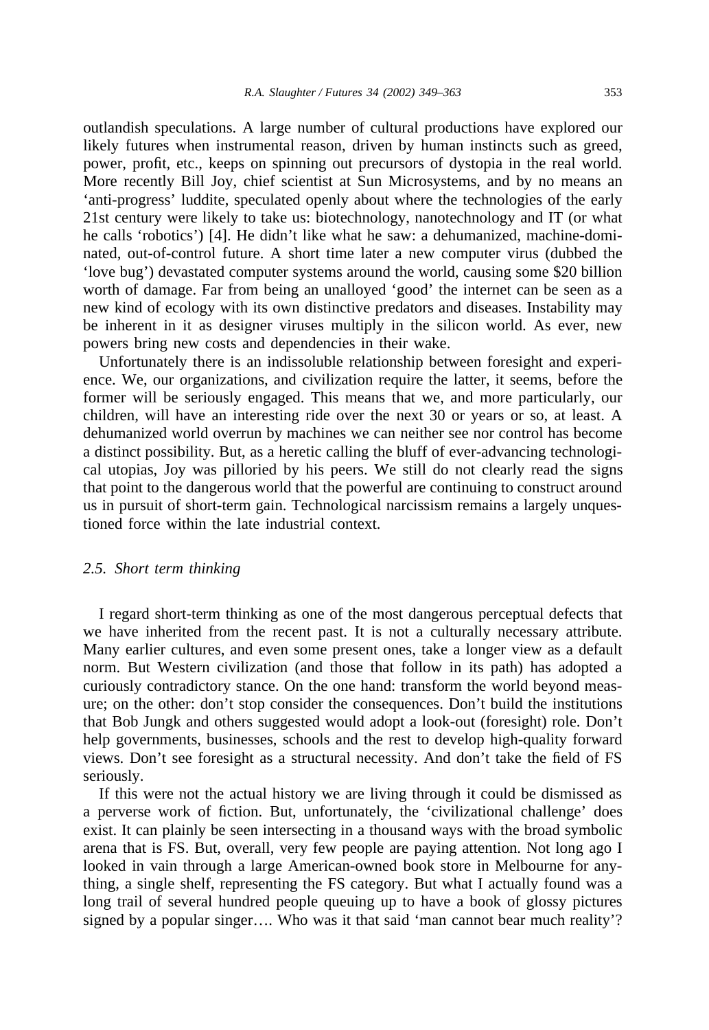outlandish speculations. A large number of cultural productions have explored our likely futures when instrumental reason, driven by human instincts such as greed, power, profit, etc., keeps on spinning out precursors of dystopia in the real world. More recently Bill Joy, chief scientist at Sun Microsystems, and by no means an 'anti-progress' luddite, speculated openly about where the technologies of the early 21st century were likely to take us: biotechnology, nanotechnology and IT (or what he calls 'robotics') [4]. He didn't like what he saw: a dehumanized, machine-dominated, out-of-control future. A short time later a new computer virus (dubbed the 'love bug') devastated computer systems around the world, causing some $20 billion worth of damage. Far from being an unalloyed 'good' the internet can be seen as a new kind of ecology with its own distinctive predators and diseases. Instability may be inherent in it as designer viruses multiply in the silicon world. As ever, new powers bring new costs and dependencies in their wake.

Unfortunately there is an indissoluble relationship between foresight and experience. We, our organizations, and civilization require the latter, it seems, before the former will be seriously engaged. This means that we, and more particularly, our children, will have an interesting ride over the next 30 or years or so, at least. A dehumanized world overrun by machines we can neither see nor control has become a distinct possibility. But, as a heretic calling the bluff of ever-advancing technological utopias, Joy was pilloried by his peers. We still do not clearly read the signs that point to the dangerous world that the powerful are continuing to construct around us in pursuit of short-term gain. Technological narcissism remains a largely unquestioned force within the late industrial context.

### *2.5. Short term thinking*

I regard short-term thinking as one of the most dangerous perceptual defects that we have inherited from the recent past. It is not a culturally necessary attribute. Many earlier cultures, and even some present ones, take a longer view as a default norm. But Western civilization (and those that follow in its path) has adopted a curiously contradictory stance. On the one hand: transform the world beyond measure; on the other: don't stop consider the consequences. Don't build the institutions that Bob Jungk and others suggested would adopt a look-out (foresight) role. Don't help governments, businesses, schools and the rest to develop high-quality forward views. Don't see foresight as a structural necessity. And don't take the field of FS seriously.

If this were not the actual history we are living through it could be dismissed as a perverse work of fiction. But, unfortunately, the 'civilizational challenge' does exist. It can plainly be seen intersecting in a thousand ways with the broad symbolic arena that is FS. But, overall, very few people are paying attention. Not long ago I looked in vain through a large American-owned book store in Melbourne for anything, a single shelf, representing the FS category. But what I actually found was a long trail of several hundred people queuing up to have a book of glossy pictures signed by a popular singer…. Who was it that said 'man cannot bear much reality'?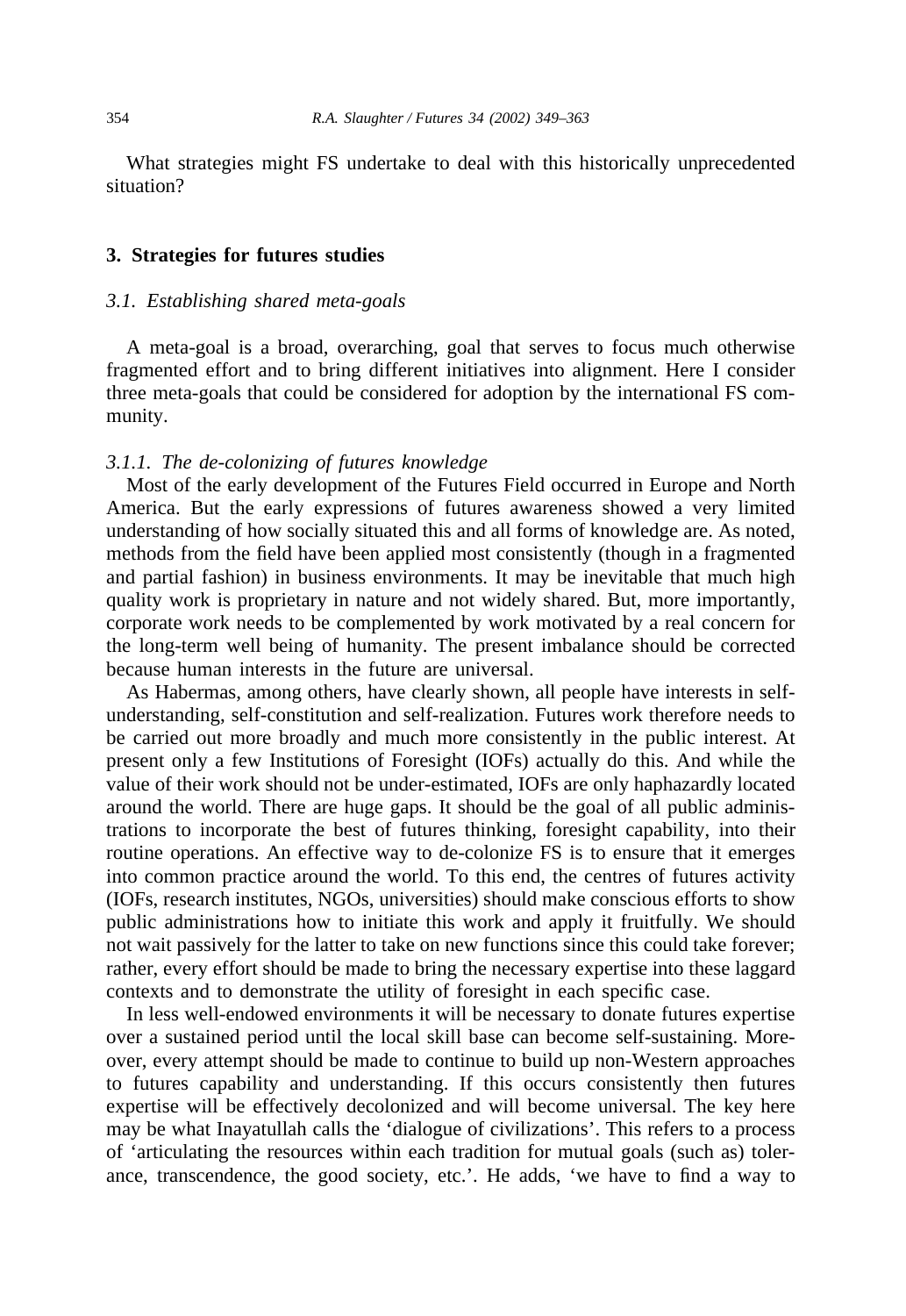What strategies might FS undertake to deal with this historically unprecedented situation?

## 3. Strategies for futures studies

### 3.1. Establishing shared meta-goals

A meta-goal is a broad, overarching, goal that serves to focus much otherwise fragmented effort and to bring different initiatives into alignment. Here I consider three meta-goals that could be considered for adoption by the international FS community.

#### 3.1.1. The de-colonizing of futures knowledge

Most of the early development of the Futures Field occurred in Europe and North America. But the early expressions of futures awareness showed a very limited understanding of how socially situated this and all forms of knowledge are. As noted, methods from the field have been applied most consistently (though in a fragmented and partial fashion) in business environments. It may be inevitable that much high quality work is proprietary in nature and not widely shared. But, more importantly, corporate work needs to be complemented by work motivated by a real concern for the long-term well being of humanity. The present imbalance should be corrected because human interests in the future are universal.

As Habermas, among others, have clearly shown, all people have interests in self-understanding, self-constitution and self-realization. Futures work therefore needs to be carried out more broadly and much more consistently in the public interest. At present only a few Institutions of Foresight (IOFs) actually do this. And while the value of their work should not be under-estimated, IOFs are only haphazardly located around the world. There are huge gaps. It should be the goal of all public administrations to incorporate the best of futures thinking, foresight capability, into their routine operations. An effective way to de-colonize FS is to ensure that it emerges into common practice around the world. To this end, the centres of futures activity (IOFs, research institutes, NGOs, universities) should make conscious efforts to show public administrations how to initiate this work and apply it fruitfully. We should not wait passively for the latter to take on new functions since this could take forever; rather, every effort should be made to bring the necessary expertise into these laggard contexts and to demonstrate the utility of foresight in each specific case.

In less well-endowed environments it will be necessary to donate futures expertise over a sustained period until the local skill base can become self-sustaining. Moreover, every attempt should be made to continue to build up non-Western approaches to futures capability and understanding. If this occurs consistently then futures expertise will be effectively decolonized and will become universal. The key here may be what Inayatullah calls the 'dialogue of civilizations'. This refers to a process of 'articulating the resources within each tradition for mutual goals (such as) tolerance, transcendence, the good society, etc.'. He adds, 'we have to find a way to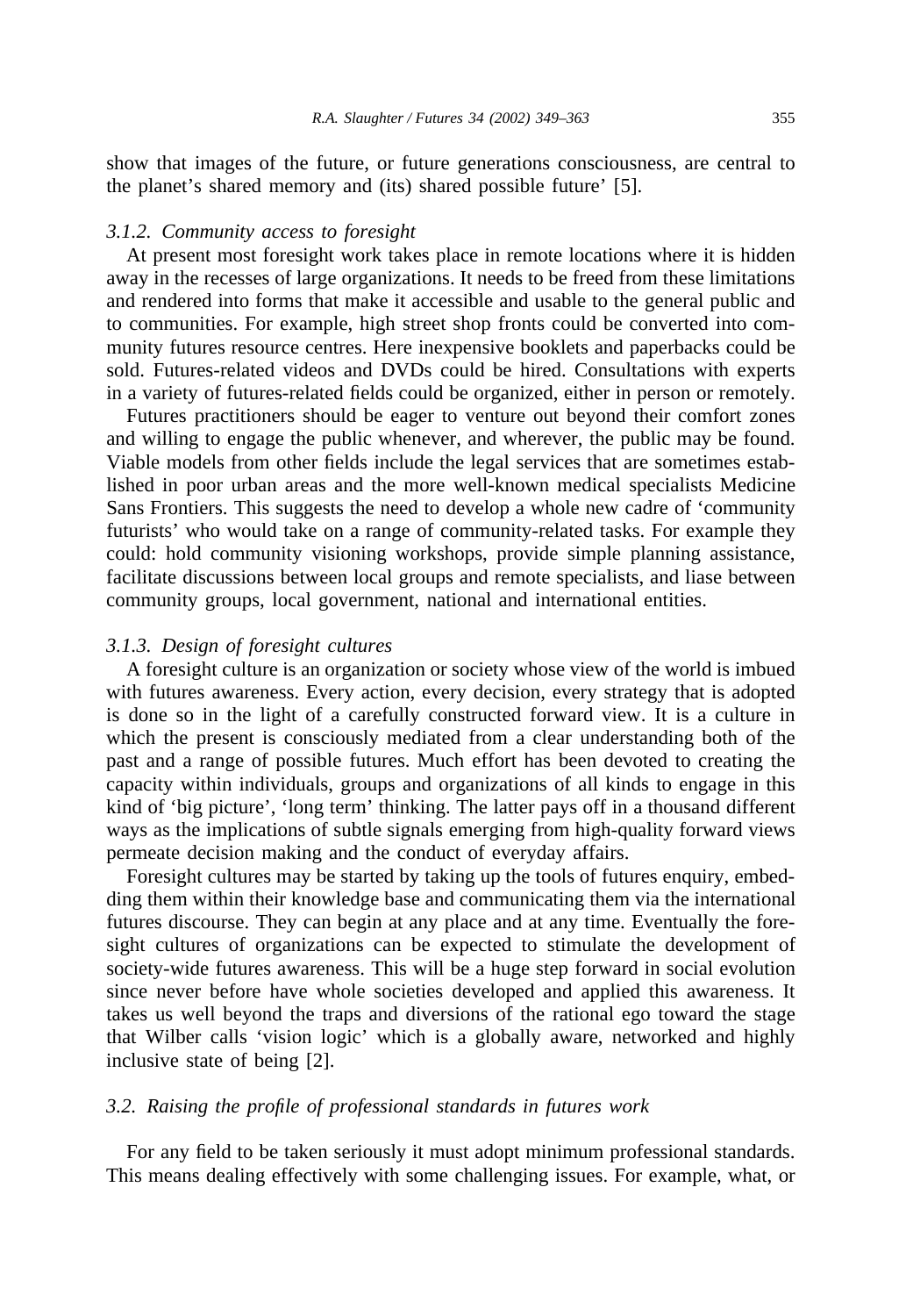show that images of the future, or future generations consciousness, are central to the planet's shared memory and (its) shared possible future' [5].

### *3.1.2. Community access to foresight*

At present most foresight work takes place in remote locations where it is hidden away in the recesses of large organizations. It needs to be freed from these limitations and rendered into forms that make it accessible and usable to the general public and to communities. For example, high street shop fronts could be converted into community futures resource centres. Here inexpensive booklets and paperbacks could be sold. Futures-related videos and DVDs could be hired. Consultations with experts in a variety of futures-related fields could be organized, either in person or remotely.

Futures practitioners should be eager to venture out beyond their comfort zones and willing to engage the public whenever, and wherever, the public may be found. Viable models from other fields include the legal services that are sometimes established in poor urban areas and the more well-known medical specialists Medicine Sans Frontiers. This suggests the need to develop a whole new cadre of 'community futurists' who would take on a range of community-related tasks. For example they could: hold community visioning workshops, provide simple planning assistance, facilitate discussions between local groups and remote specialists, and liase between community groups, local government, national and international entities.

### *3.1.3. Design of foresight cultures*

A foresight culture is an organization or society whose view of the world is imbued with futures awareness. Every action, every decision, every strategy that is adopted is done so in the light of a carefully constructed forward view. It is a culture in which the present is consciously mediated from a clear understanding both of the past and a range of possible futures. Much effort has been devoted to creating the capacity within individuals, groups and organizations of all kinds to engage in this kind of 'big picture', 'long term' thinking. The latter pays off in a thousand different ways as the implications of subtle signals emerging from high-quality forward views permeate decision making and the conduct of everyday affairs.

Foresight cultures may be started by taking up the tools of futures enquiry, embedding them within their knowledge base and communicating them via the international futures discourse. They can begin at any place and at any time. Eventually the foresight cultures of organizations can be expected to stimulate the development of society-wide futures awareness. This will be a huge step forward in social evolution since never before have whole societies developed and applied this awareness. It takes us well beyond the traps and diversions of the rational ego toward the stage that Wilber calls 'vision logic' which is a globally aware, networked and highly inclusive state of being [2].

## *3.2. Raising the profile of professional standards in futures work*

For any field to be taken seriously it must adopt minimum professional standards. This means dealing effectively with some challenging issues. For example, what, or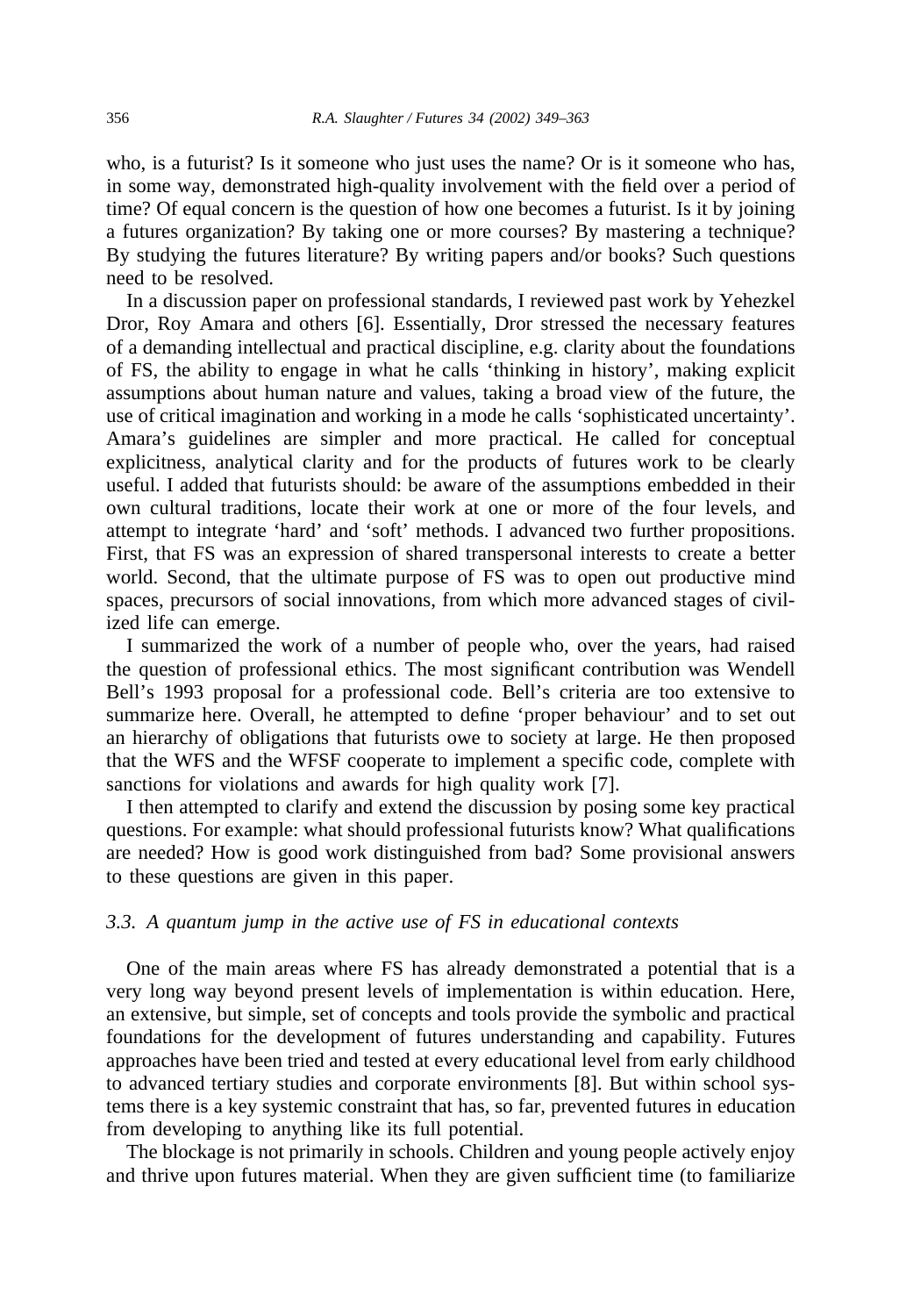who, is a futurist? Is it someone who just uses the name? Or is it someone who has, in some way, demonstrated high-quality involvement with the field over a period of time? Of equal concern is the question of how one becomes a futurist. Is it by joining a futures organization? By taking one or more courses? By mastering a technique? By studying the futures literature? By writing papers and/or books? Such questions need to be resolved.

In a discussion paper on professional standards, I reviewed past work by Yehezkel Dror, Roy Amara and others [6]. Essentially, Dror stressed the necessary features of a demanding intellectual and practical discipline, e.g. clarity about the foundations of FS, the ability to engage in what he calls 'thinking in history', making explicit assumptions about human nature and values, taking a broad view of the future, the use of critical imagination and working in a mode he calls 'sophisticated uncertainty'. Amara's guidelines are simpler and more practical. He called for conceptual explicitness, analytical clarity and for the products of futures work to be clearly useful. I added that futurists should: be aware of the assumptions embedded in their own cultural traditions, locate their work at one or more of the four levels, and attempt to integrate 'hard' and 'soft' methods. I advanced two further propositions. First, that FS was an expression of shared transpersonal interests to create a better world. Second, that the ultimate purpose of FS was to open out productive mind spaces, precursors of social innovations, from which more advanced stages of civilized life can emerge.

I summarized the work of a number of people who, over the years, had raised the question of professional ethics. The most significant contribution was Wendell Bell's 1993 proposal for a professional code. Bell's criteria are too extensive to summarize here. Overall, he attempted to define 'proper behaviour' and to set out an hierarchy of obligations that futurists owe to society at large. He then proposed that the WFS and the WFSF cooperate to implement a specific code, complete with sanctions for violations and awards for high quality work [7].

I then attempted to clarify and extend the discussion by posing some key practical questions. For example: what should professional futurists know? What qualifications are needed? How is good work distinguished from bad? Some provisional answers to these questions are given in this paper.

### *3.3. A quantum jump in the active use of FS in educational contexts*

One of the main areas where FS has already demonstrated a potential that is a very long way beyond present levels of implementation is within education. Here, an extensive, but simple, set of concepts and tools provide the symbolic and practical foundations for the development of futures understanding and capability. Futures approaches have been tried and tested at every educational level from early childhood to advanced tertiary studies and corporate environments [8]. But within school systems there is a key systemic constraint that has, so far, prevented futures in education from developing to anything like its full potential.

The blockage is not primarily in schools. Children and young people actively enjoy and thrive upon futures material. When they are given sufficient time (to familiarize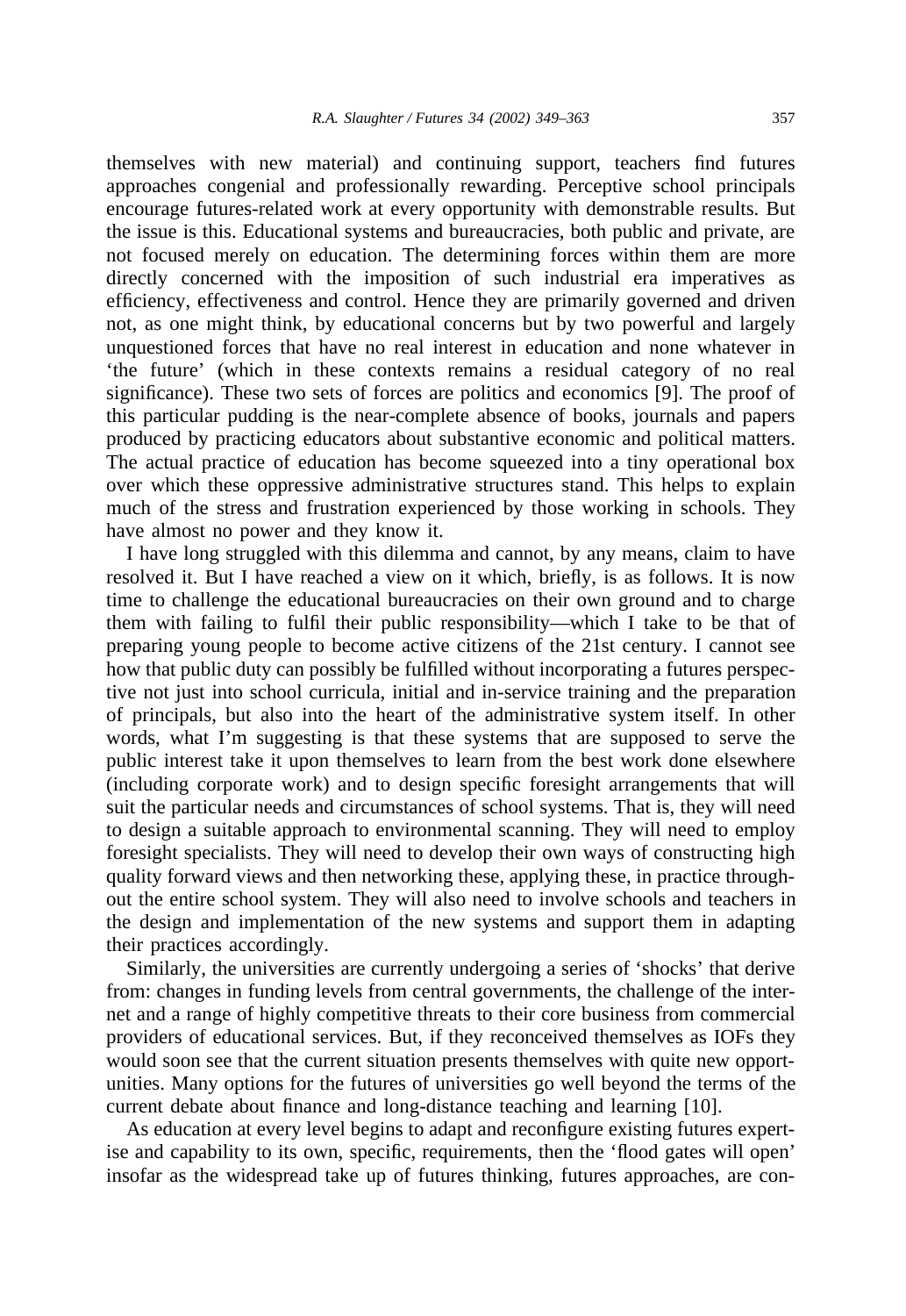themselves with new material) and continuing support, teachers find futures approaches congenial and professionally rewarding. Perceptive school principals encourage futures-related work at every opportunity with demonstrable results. But the issue is this. Educational systems and bureaucracies, both public and private, are not focused merely on education. The determining forces within them are more directly concerned with the imposition of such industrial era imperatives as efficiency, effectiveness and control. Hence they are primarily governed and driven not, as one might think, by educational concerns but by two powerful and largely unquestioned forces that have no real interest in education and none whatever in 'the future' (which in these contexts remains a residual category of no real significance). These two sets of forces are politics and economics [9]. The proof of this particular pudding is the near-complete absence of books, journals and papers produced by practicing educators about substantive economic and political matters. The actual practice of education has become squeezed into a tiny operational box over which these oppressive administrative structures stand. This helps to explain much of the stress and frustration experienced by those working in schools. They have almost no power and they know it.

I have long struggled with this dilemma and cannot, by any means, claim to have resolved it. But I have reached a view on it which, briefly, is as follows. It is now time to challenge the educational bureaucracies on their own ground and to charge them with failing to fulfil their public responsibility—which I take to be that of preparing young people to become active citizens of the 21st century. I cannot see how that public duty can possibly be fulfilled without incorporating a futures perspective not just into school curricula, initial and in-service training and the preparation of principals, but also into the heart of the administrative system itself. In other words, what I'm suggesting is that these systems that are supposed to serve the public interest take it upon themselves to learn from the best work done elsewhere (including corporate work) and to design specific foresight arrangements that will suit the particular needs and circumstances of school systems. That is, they will need to design a suitable approach to environmental scanning. They will need to employ foresight specialists. They will need to develop their own ways of constructing high quality forward views and then networking these, applying these, in practice throughout the entire school system. They will also need to involve schools and teachers in the design and implementation of the new systems and support them in adapting their practices accordingly.

Similarly, the universities are currently undergoing a series of 'shocks' that derive from: changes in funding levels from central governments, the challenge of the internet and a range of highly competitive threats to their core business from commercial providers of educational services. But, if they reconceived themselves as IOFs they would soon see that the current situation presents themselves with quite new opportunities. Many options for the futures of universities go well beyond the terms of the current debate about finance and long-distance teaching and learning [10].

As education at every level begins to adapt and reconfigure existing futures expertise and capability to its own, specific, requirements, then the 'flood gates will open' insofar as the widespread take up of futures thinking, futures approaches, are con-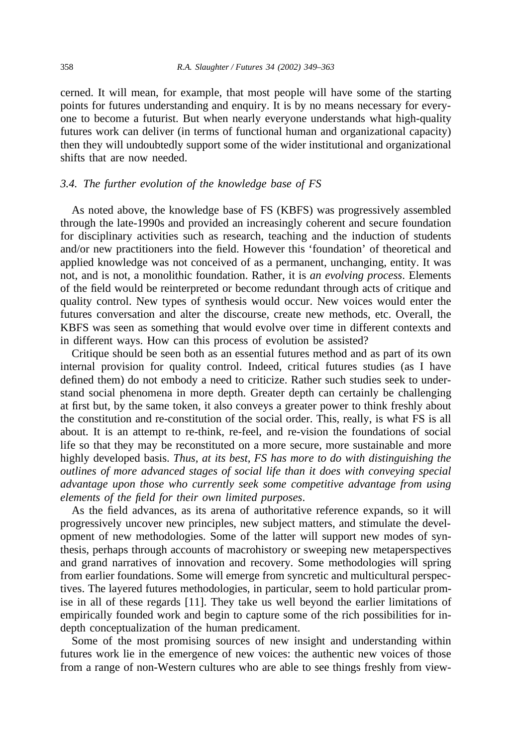cerned. It will mean, for example, that most people will have some of the starting points for futures understanding and enquiry. It is by no means necessary for everyone to become a futurist. But when nearly everyone understands what high-quality futures work can deliver (in terms of functional human and organizational capacity) then they will undoubtedly support some of the wider institutional and organizational shifts that are now needed.

### *3.4. The further evolution of the knowledge base of FS*

As noted above, the knowledge base of FS (KBFS) was progressively assembled through the late-1990s and provided an increasingly coherent and secure foundation for disciplinary activities such as research, teaching and the induction of students and/or new practitioners into the field. However this 'foundation' of theoretical and applied knowledge was not conceived of as a permanent, unchanging, entity. It was not, and is not, a monolithic foundation. Rather, it is *an evolving process*. Elements of the field would be reinterpreted or become redundant through acts of critique and quality control. New types of synthesis would occur. New voices would enter the futures conversation and alter the discourse, create new methods, etc. Overall, the KBFS was seen as something that would evolve over time in different contexts and in different ways. How can this process of evolution be assisted?

Critique should be seen both as an essential futures method and as part of its own internal provision for quality control. Indeed, critical futures studies (as I have defined them) do not embody a need to criticize. Rather such studies seek to understand social phenomena in more depth. Greater depth can certainly be challenging at first but, by the same token, it also conveys a greater power to think freshly about the constitution and re-constitution of the social order. This, really, is what FS is all about. It is an attempt to re-think, re-feel, and re-vision the foundations of social life so that they may be reconstituted on a more secure, more sustainable and more highly developed basis. *Thus, at its best, FS has more to do with distinguishing the outlines of more advanced stages of social life than it does with conveying special advantage upon those who currently seek some competitive advantage from using elements of the field for their own limited purposes*.

As the field advances, as its arena of authoritative reference expands, so it will progressively uncover new principles, new subject matters, and stimulate the development of new methodologies. Some of the latter will support new modes of synthesis, perhaps through accounts of macrohistory or sweeping new metaperspectives and grand narratives of innovation and recovery. Some methodologies will spring from earlier foundations. Some will emerge from syncretic and multicultural perspectives. The layered futures methodologies, in particular, seem to hold particular promise in all of these regards [11]. They take us well beyond the earlier limitations of empirically founded work and begin to capture some of the rich possibilities for in-depth conceptualization of the human predicament.

Some of the most promising sources of new insight and understanding within futures work lie in the emergence of new voices: the authentic new voices of those from a range of non-Western cultures who are able to see things freshly from view-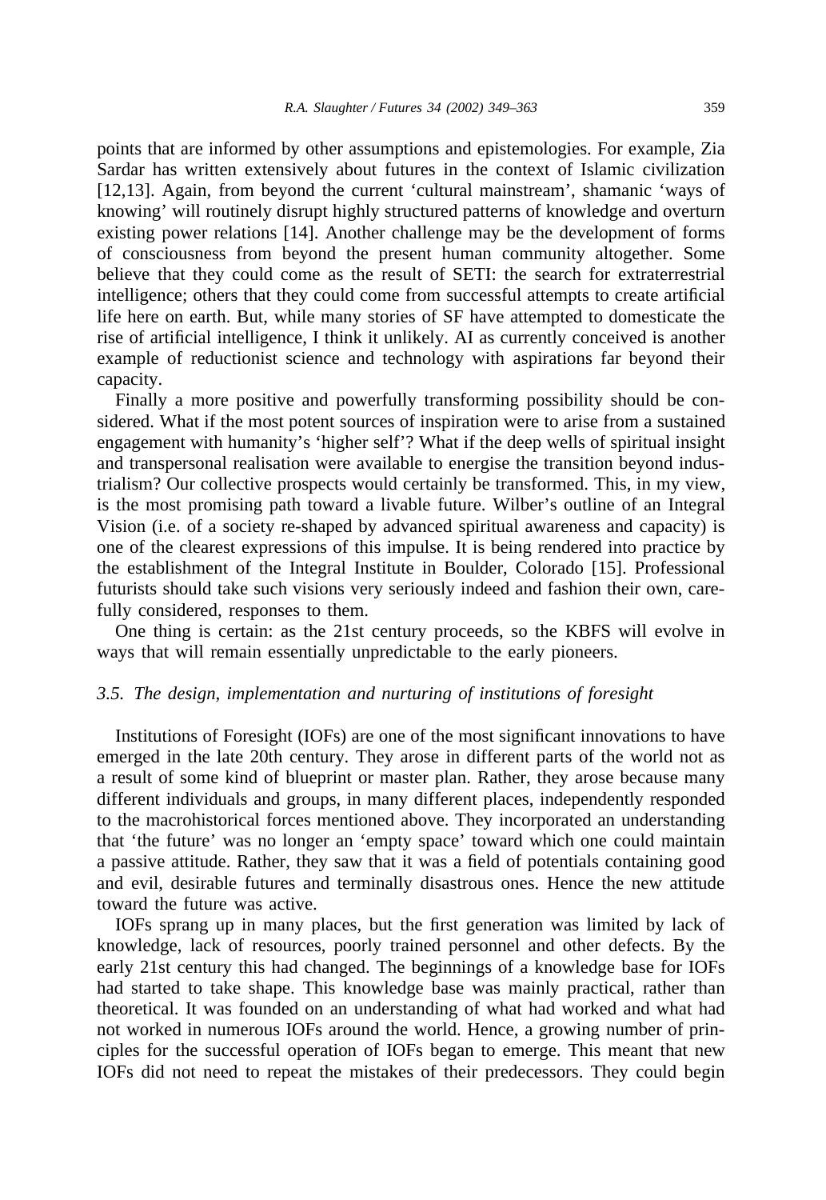points that are informed by other assumptions and epistemologies. For example, Zia Sardar has written extensively about futures in the context of Islamic civilization [12,13]. Again, from beyond the current 'cultural mainstream', shamanic 'ways of knowing' will routinely disrupt highly structured patterns of knowledge and overturn existing power relations [14]. Another challenge may be the development of forms of consciousness from beyond the present human community altogether. Some believe that they could come as the result of SETI: the search for extraterrestrial intelligence; others that they could come from successful attempts to create artificial life here on earth. But, while many stories of SF have attempted to domesticate the rise of artificial intelligence, I think it unlikely. AI as currently conceived is another example of reductionist science and technology with aspirations far beyond their capacity.

Finally a more positive and powerfully transforming possibility should be considered. What if the most potent sources of inspiration were to arise from a sustained engagement with humanity's 'higher self'? What if the deep wells of spiritual insight and transpersonal realisation were available to energise the transition beyond industrialism? Our collective prospects would certainly be transformed. This, in my view, is the most promising path toward a livable future. Wilber's outline of an Integral Vision (i.e. of a society re-shaped by advanced spiritual awareness and capacity) is one of the clearest expressions of this impulse. It is being rendered into practice by the establishment of the Integral Institute in Boulder, Colorado [15]. Professional futurists should take such visions very seriously indeed and fashion their own, carefully considered, responses to them.

One thing is certain: as the 21st century proceeds, so the KBFS will evolve in ways that will remain essentially unpredictable to the early pioneers.

### *3.5. The design, implementation and nurturing of institutions of foresight*

Institutions of Foresight (IOFs) are one of the most significant innovations to have emerged in the late 20th century. They arose in different parts of the world not as a result of some kind of blueprint or master plan. Rather, they arose because many different individuals and groups, in many different places, independently responded to the macrohistorical forces mentioned above. They incorporated an understanding that 'the future' was no longer an 'empty space' toward which one could maintain a passive attitude. Rather, they saw that it was a field of potentials containing good and evil, desirable futures and terminally disastrous ones. Hence the new attitude toward the future was active.

IOFs sprang up in many places, but the first generation was limited by lack of knowledge, lack of resources, poorly trained personnel and other defects. By the early 21st century this had changed. The beginnings of a knowledge base for IOFs had started to take shape. This knowledge base was mainly practical, rather than theoretical. It was founded on an understanding of what had worked and what had not worked in numerous IOFs around the world. Hence, a growing number of principles for the successful operation of IOFs began to emerge. This meant that new IOFs did not need to repeat the mistakes of their predecessors. They could begin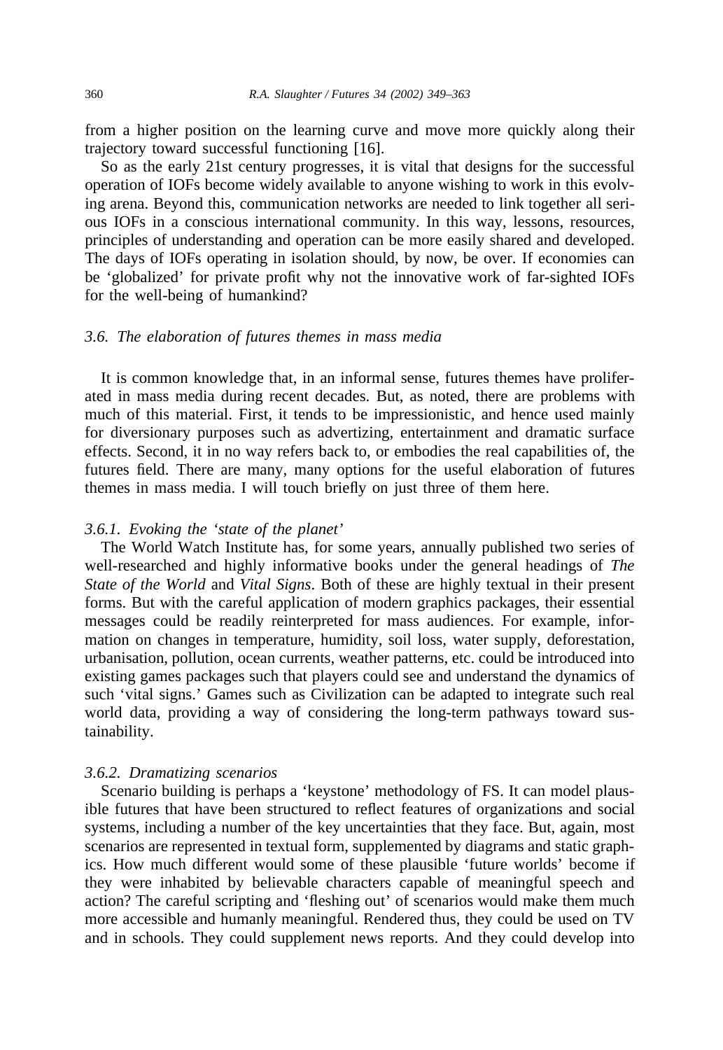from a higher position on the learning curve and move more quickly along their trajectory toward successful functioning [16].

So as the early 21st century progresses, it is vital that designs for the successful operation of IOFs become widely available to anyone wishing to work in this evolving arena. Beyond this, communication networks are needed to link together all serious IOFs in a conscious international community. In this way, lessons, resources, principles of understanding and operation can be more easily shared and developed. The days of IOFs operating in isolation should, by now, be over. If economies can be 'globalized' for private profit why not the innovative work of far-sighted IOFs for the well-being of humankind?

### *3.6. The elaboration of futures themes in mass media*

It is common knowledge that, in an informal sense, futures themes have proliferated in mass media during recent decades. But, as noted, there are problems with much of this material. First, it tends to be impressionistic, and hence used mainly for diversionary purposes such as advertizing, entertainment and dramatic surface effects. Second, it in no way refers back to, or embodies the real capabilities of, the futures field. There are many, many options for the useful elaboration of futures themes in mass media. I will touch briefly on just three of them here.

#### *3.6.1. Evoking the 'state of the planet'*

The World Watch Institute has, for some years, annually published two series of well-researched and highly informative books under the general headings of *The State of the World* and *Vital Signs*. Both of these are highly textual in their present forms. But with the careful application of modern graphics packages, their essential messages could be readily reinterpreted for mass audiences. For example, information on changes in temperature, humidity, soil loss, water supply, deforestation, urbanisation, pollution, ocean currents, weather patterns, etc. could be introduced into existing games packages such that players could see and understand the dynamics of such 'vital signs.' Games such as Civilization can be adapted to integrate such real world data, providing a way of considering the long-term pathways toward sustainability.

#### *3.6.2. Dramatizing scenarios*

Scenario building is perhaps a 'keystone' methodology of FS. It can model plausible futures that have been structured to reflect features of organizations and social systems, including a number of the key uncertainties that they face. But, again, most scenarios are represented in textual form, supplemented by diagrams and static graphics. How much different would some of these plausible 'future worlds' become if they were inhabited by believable characters capable of meaningful speech and action? The careful scripting and 'fleshing out' of scenarios would make them much more accessible and humanly meaningful. Rendered thus, they could be used on TV and in schools. They could supplement news reports. And they could develop into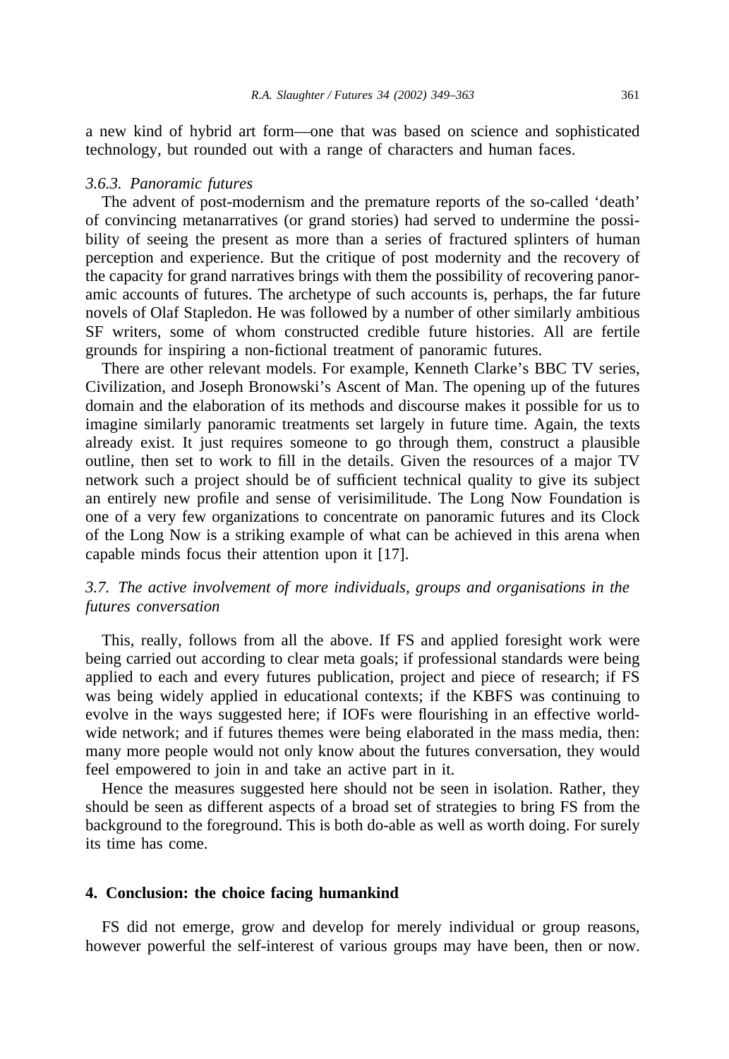a new kind of hybrid art form—one that was based on science and sophisticated technology, but rounded out with a range of characters and human faces.

#### *3.6.3. Panoramic futures*

The advent of post-modernism and the premature reports of the so-called 'death' of convincing metanarratives (or grand stories) had served to undermine the possibility of seeing the present as more than a series of fractured splinters of human perception and experience. But the critique of post modernity and the recovery of the capacity for grand narratives brings with them the possibility of recovering panoramic accounts of futures. The archetype of such accounts is, perhaps, the far future novels of Olaf Stapledon. He was followed by a number of other similarly ambitious SF writers, some of whom constructed credible future histories. All are fertile grounds for inspiring a non-fictional treatment of panoramic futures.

There are other relevant models. For example, Kenneth Clarke's BBC TV series, Civilization, and Joseph Bronowski's Ascent of Man. The opening up of the futures domain and the elaboration of its methods and discourse makes it possible for us to imagine similarly panoramic treatments set largely in future time. Again, the texts already exist. It just requires someone to go through them, construct a plausible outline, then set to work to fill in the details. Given the resources of a major TV network such a project should be of sufficient technical quality to give its subject an entirely new profile and sense of verisimilitude. The Long Now Foundation is one of a very few organizations to concentrate on panoramic futures and its Clock of the Long Now is a striking example of what can be achieved in this arena when capable minds focus their attention upon it [17].

### *3.7. The active involvement of more individuals, groups and organisations in the futures conversation*

This, really, follows from all the above. If FS and applied foresight work were being carried out according to clear meta goals; if professional standards were being applied to each and every futures publication, project and piece of research; if FS was being widely applied in educational contexts; if the KBFS was continuing to evolve in the ways suggested here; if IOFs were flourishing in an effective worldwide network; and if futures themes were being elaborated in the mass media, then: many more people would not only know about the futures conversation, they would feel empowered to join in and take an active part in it.

Hence the measures suggested here should not be seen in isolation. Rather, they should be seen as different aspects of a broad set of strategies to bring FS from the background to the foreground. This is both do-able as well as worth doing. For surely its time has come.

## **4. Conclusion: the choice facing humankind**

FS did not emerge, grow and develop for merely individual or group reasons, however powerful the self-interest of various groups may have been, then or now.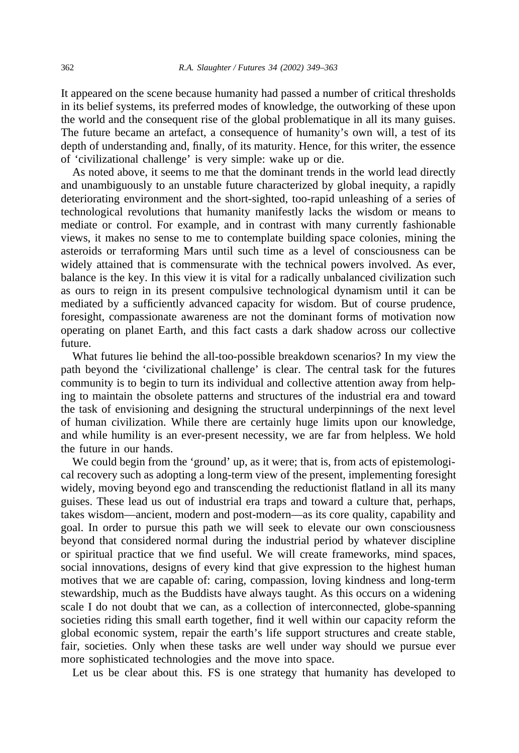It appeared on the scene because humanity had passed a number of critical thresholds in its belief systems, its preferred modes of knowledge, the outworking of these upon the world and the consequent rise of the global problematique in all its many guises. The future became an artefact, a consequence of humanity's own will, a test of its depth of understanding and, finally, of its maturity. Hence, for this writer, the essence of 'civilizational challenge' is very simple: wake up or die.

As noted above, it seems to me that the dominant trends in the world lead directly and unambiguously to an unstable future characterized by global inequity, a rapidly deteriorating environment and the short-sighted, too-rapid unleashing of a series of technological revolutions that humanity manifestly lacks the wisdom or means to mediate or control. For example, and in contrast with many currently fashionable views, it makes no sense to me to contemplate building space colonies, mining the asteroids or terraforming Mars until such time as a level of consciousness can be widely attained that is commensurate with the technical powers involved. As ever, balance is the key. In this view it is vital for a radically unbalanced civilization such as ours to reign in its present compulsive technological dynamism until it can be mediated by a sufficiently advanced capacity for wisdom. But of course prudence, foresight, compassionate awareness are not the dominant forms of motivation now operating on planet Earth, and this fact casts a dark shadow across our collective future.

What futures lie behind the all-too-possible breakdown scenarios? In my view the path beyond the 'civilizational challenge' is clear. The central task for the futures community is to begin to turn its individual and collective attention away from helping to maintain the obsolete patterns and structures of the industrial era and toward the task of envisioning and designing the structural underpinnings of the next level of human civilization. While there are certainly huge limits upon our knowledge, and while humility is an ever-present necessity, we are far from helpless. We hold the future in our hands.

We could begin from the 'ground' up, as it were; that is, from acts of epistemological recovery such as adopting a long-term view of the present, implementing foresight widely, moving beyond ego and transcending the reductionist flatland in all its many guises. These lead us out of industrial era traps and toward a culture that, perhaps, takes wisdom—ancient, modern and post-modern—as its core quality, capability and goal. In order to pursue this path we will seek to elevate our own consciousness beyond that considered normal during the industrial period by whatever discipline or spiritual practice that we find useful. We will create frameworks, mind spaces, social innovations, designs of every kind that give expression to the highest human motives that we are capable of: caring, compassion, loving kindness and long-term stewardship, much as the Buddists have always taught. As this occurs on a widening scale I do not doubt that we can, as a collection of interconnected, globe-spanning societies riding this small earth together, find it well within our capacity reform the global economic system, repair the earth's life support structures and create stable, fair, societies. Only when these tasks are well under way should we pursue ever more sophisticated technologies and the move into space.

Let us be clear about this. FS is one strategy that humanity has developed to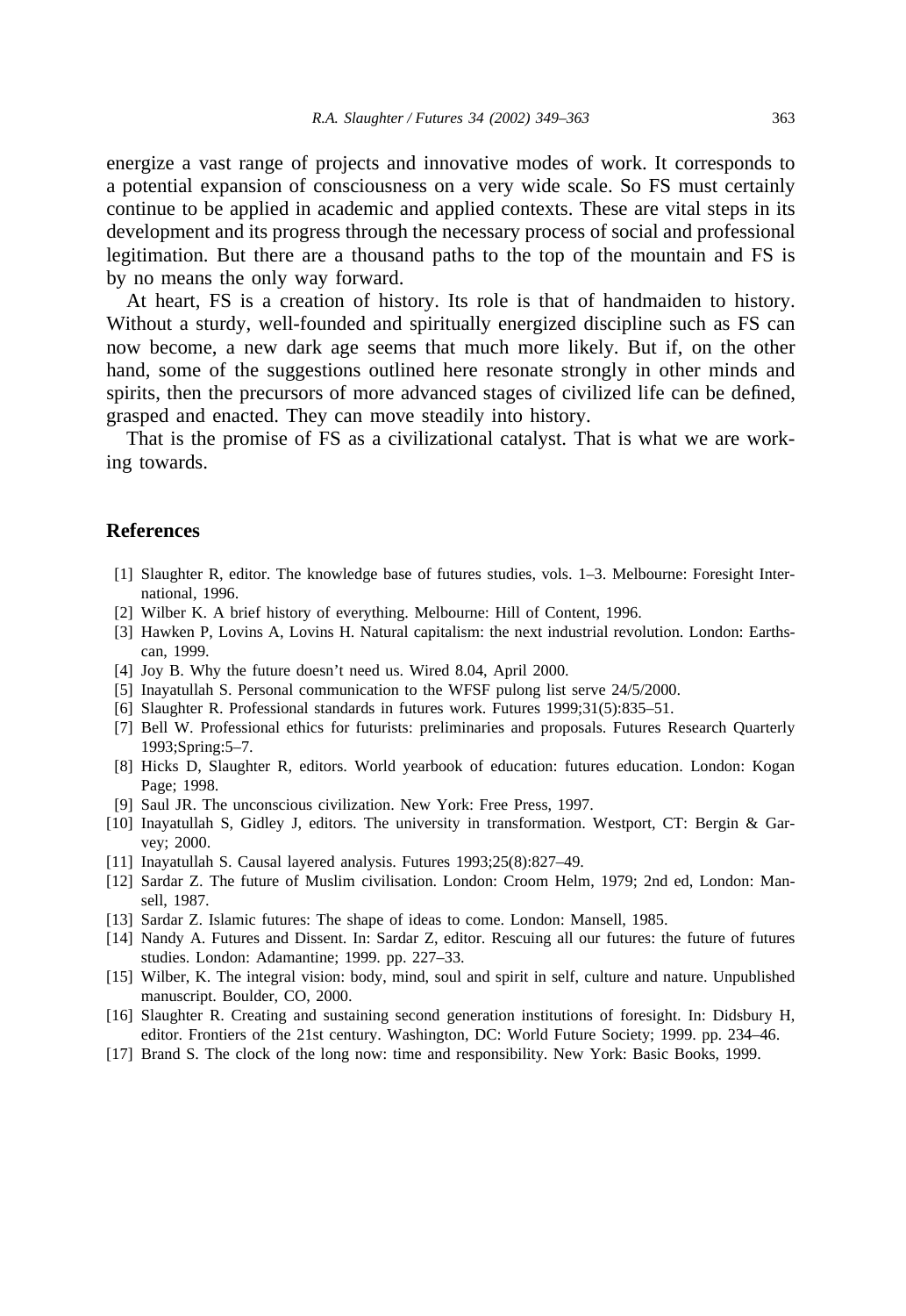energize a vast range of projects and innovative modes of work. It corresponds to a potential expansion of consciousness on a very wide scale. So FS must certainly continue to be applied in academic and applied contexts. These are vital steps in its development and its progress through the necessary process of social and professional legitimation. But there are a thousand paths to the top of the mountain and FS is by no means the only way forward.

At heart, FS is a creation of history. Its role is that of handmaiden to history. Without a sturdy, well-founded and spiritually energized discipline such as FS can now become, a new dark age seems that much more likely. But if, on the other hand, some of the suggestions outlined here resonate strongly in other minds and spirits, then the precursors of more advanced stages of civilized life can be defined, grasped and enacted. They can move steadily into history.

That is the promise of FS as a civilizational catalyst. That is what we are working towards.

## References

[1] Slaughter R, editor. The knowledge base of futures studies, vols. 1–3. Melbourne: Foresight International, 1996.

[2] Wilber K. A brief history of everything. Melbourne: Hill of Content, 1996.

[3] Hawken P, Lovins A, Lovins H. Natural capitalism: the next industrial revolution. London: Earthscan, 1999.

[4] Joy B. Why the future doesn't need us. Wired 8.04, April 2000.

[5] Inayatullah S. Personal communication to the WFSF pulong list serve 24/5/2000.

[6] Slaughter R. Professional standards in futures work. Futures 1999;31(5):835–51.

[7] Bell W. Professional ethics for futurists: preliminaries and proposals. Futures Research Quarterly 1993;Spring:5–7.

[8] Hicks D, Slaughter R, editors. World yearbook of education: futures education. London: Kogan Page; 1998.

[9] Saul JR. The unconscious civilization. New York: Free Press, 1997.

[10] Inayatullah S, Gidley J, editors. The university in transformation. Westport, CT: Bergin & Garvey; 2000.

[11] Inayatullah S. Causal layered analysis. Futures 1993;25(8):827–49.

[12] Sardar Z. The future of Muslim civilisation. London: Croom Helm, 1979; 2nd ed, London: Mansell, 1987.

[13] Sardar Z. Islamic futures: The shape of ideas to come. London: Mansell, 1985.

[14] Nandy A. Futures and Dissent. In: Sardar Z, editor. Rescuing all our futures: the future of futures studies. London: Adamantine; 1999. pp. 227–33.

[15] Wilber, K. The integral vision: body, mind, soul and spirit in self, culture and nature. Unpublished manuscript. Boulder, CO, 2000.

[16] Slaughter R. Creating and sustaining second generation institutions of foresight. In: Didsbury H, editor. Frontiers of the 21st century. Washington, DC: World Future Society; 1999. pp. 234–46.

[17] Brand S. The clock of the long now: time and responsibility. New York: Basic Books, 1999.